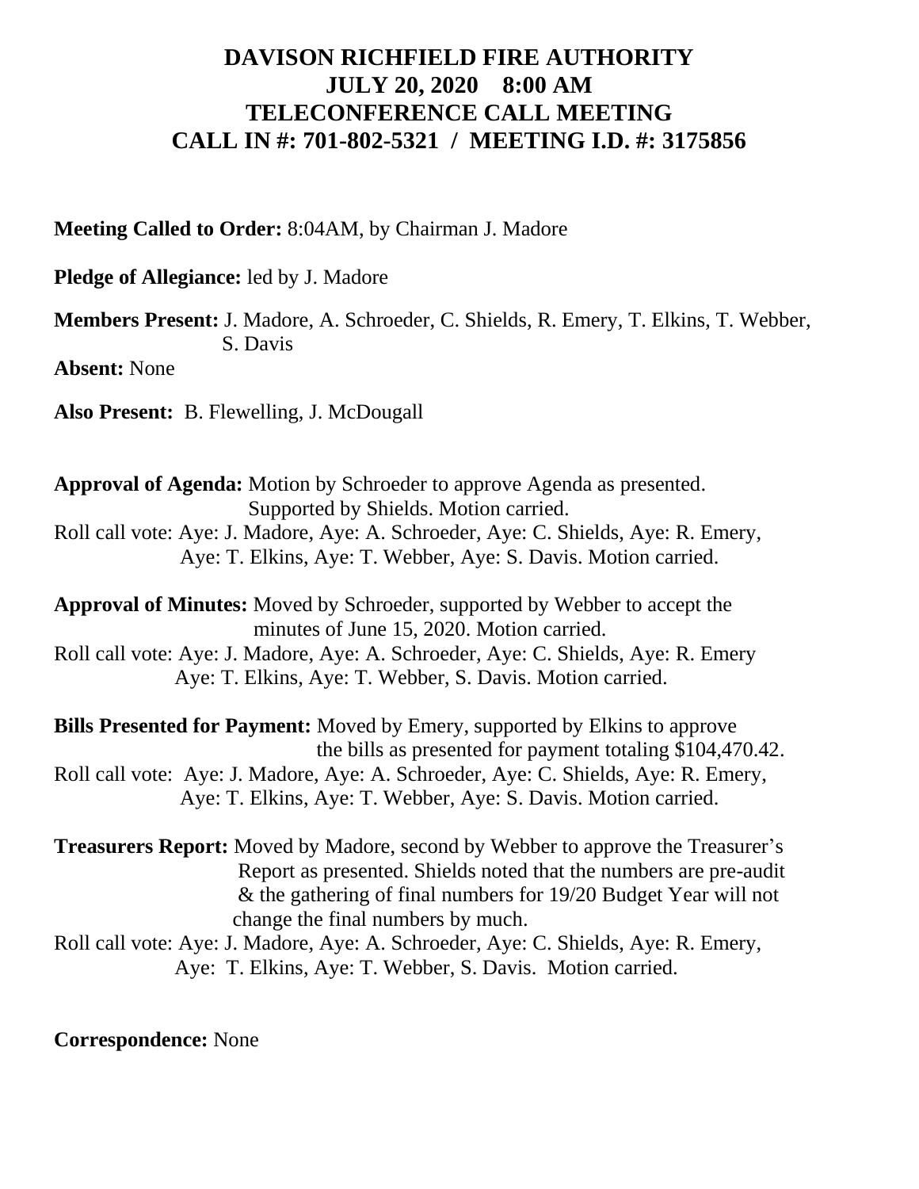# DAVISON RICHFIELD FIRE AUTHORITY
# JULY 20, 2020 8:00 AM
# TELECONFERENCE CALL MEETING
# CALL IN #: 701-802-5321 / MEETING I.D. #: 3175856

**Meeting Called to Order:** 8:04AM, by Chairman J. Madore

**Pledge of Allegiance:** led by J. Madore

**Members Present:** J. Madore, A. Schroeder, C. Shields, R. Emery, T. Elkins, T. Webber, S. Davis

**Absent:** None

**Also Present:** B. Flewelling, J. McDougall

**Approval of Agenda:** Motion by Schroeder to approve Agenda as presented. Supported by Shields. Motion carried.

Roll call vote: Aye: J. Madore, Aye: A. Schroeder, Aye: C. Shields, Aye: R. Emery, Aye: T. Elkins, Aye: T. Webber, Aye: S. Davis. Motion carried.

**Approval of Minutes:** Moved by Schroeder, supported by Webber to accept the minutes of June 15, 2020. Motion carried.

Roll call vote: Aye: J. Madore, Aye: A. Schroeder, Aye: C. Shields, Aye: R. Emery Aye: T. Elkins, Aye: T. Webber, S. Davis. Motion carried.

**Bills Presented for Payment:** Moved by Emery, supported by Elkins to approve the bills as presented for payment totaling $104,470.42.

Roll call vote: Aye: J. Madore, Aye: A. Schroeder, Aye: C. Shields, Aye: R. Emery, Aye: T. Elkins, Aye: T. Webber, Aye: S. Davis. Motion carried.

**Treasurers Report:** Moved by Madore, second by Webber to approve the Treasurer's Report as presented. Shields noted that the numbers are pre-audit & the gathering of final numbers for 19/20 Budget Year will not change the final numbers by much.

Roll call vote: Aye: J. Madore, Aye: A. Schroeder, Aye: C. Shields, Aye: R. Emery, Aye: T. Elkins, Aye: T. Webber, S. Davis. Motion carried.

**Correspondence:** None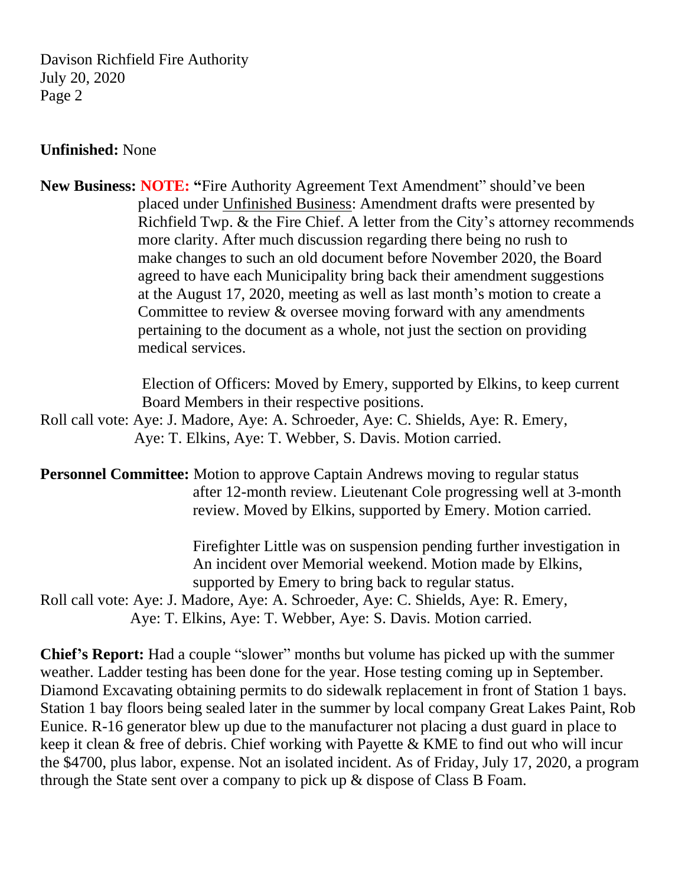**Unfinished:** None

**New Business:** **NOTE:** **"**Fire Authority Agreement Text Amendment" should've been placed under Unfinished Business: Amendment drafts were presented by Richfield Twp. & the Fire Chief. A letter from the City's attorney recommends more clarity. After much discussion regarding there being no rush to make changes to such an old document before November 2020, the Board agreed to have each Municipality bring back their amendment suggestions at the August 17, 2020, meeting as well as last month's motion to create a Committee to review & oversee moving forward with any amendments pertaining to the document as a whole, not just the section on providing medical services.

Election of Officers: Moved by Emery, supported by Elkins, to keep current Board Members in their respective positions.

Roll call vote: Aye: J. Madore, Aye: A. Schroeder, Aye: C. Shields, Aye: R. Emery, Aye: T. Elkins, Aye: T. Webber, S. Davis. Motion carried.

**Personnel Committee:** Motion to approve Captain Andrews moving to regular status after 12-month review. Lieutenant Cole progressing well at 3-month review. Moved by Elkins, supported by Emery. Motion carried.

Firefighter Little was on suspension pending further investigation in An incident over Memorial weekend. Motion made by Elkins, supported by Emery to bring back to regular status.

Roll call vote: Aye: J. Madore, Aye: A. Schroeder, Aye: C. Shields, Aye: R. Emery, Aye: T. Elkins, Aye: T. Webber, Aye: S. Davis. Motion carried.

**Chief's Report:** Had a couple "slower" months but volume has picked up with the summer weather. Ladder testing has been done for the year. Hose testing coming up in September. Diamond Excavating obtaining permits to do sidewalk replacement in front of Station 1 bays. Station 1 bay floors being sealed later in the summer by local company Great Lakes Paint, Rob Eunice. R-16 generator blew up due to the manufacturer not placing a dust guard in place to keep it clean & free of debris. Chief working with Payette & KME to find out who will incur the $4700, plus labor, expense. Not an isolated incident. As of Friday, July 17, 2020, a program through the State sent over a company to pick up & dispose of Class B Foam.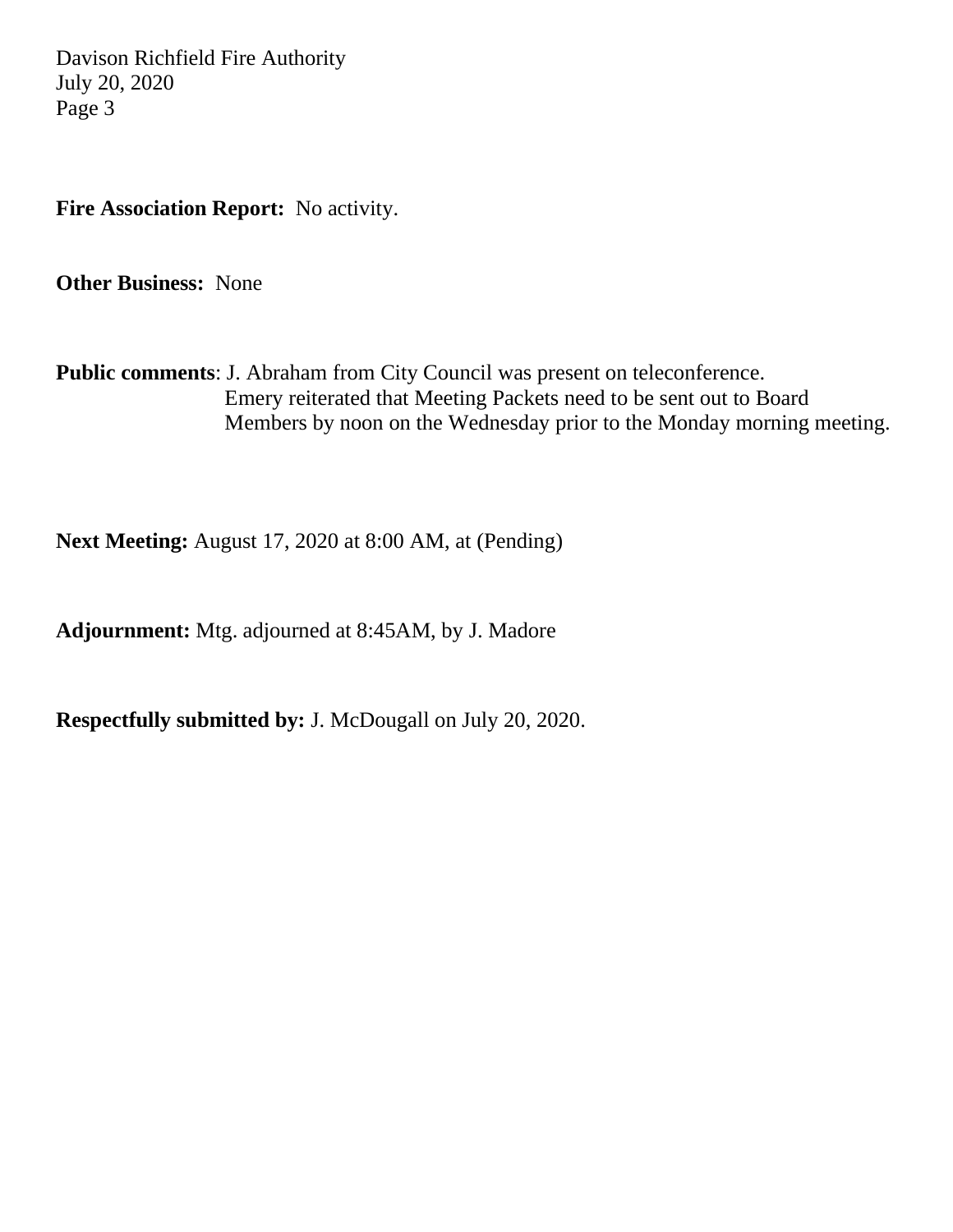**Fire Association Report:** No activity.

**Other Business:** None

**Public comments**: J. Abraham from City Council was present on teleconference.
Emery reiterated that Meeting Packets need to be sent out to Board Members by noon on the Wednesday prior to the Monday morning meeting.

**Next Meeting:** August 17, 2020 at 8:00 AM, at (Pending)

**Adjournment:** Mtg. adjourned at 8:45AM, by J. Madore

**Respectfully submitted by:** J. McDougall on July 20, 2020.